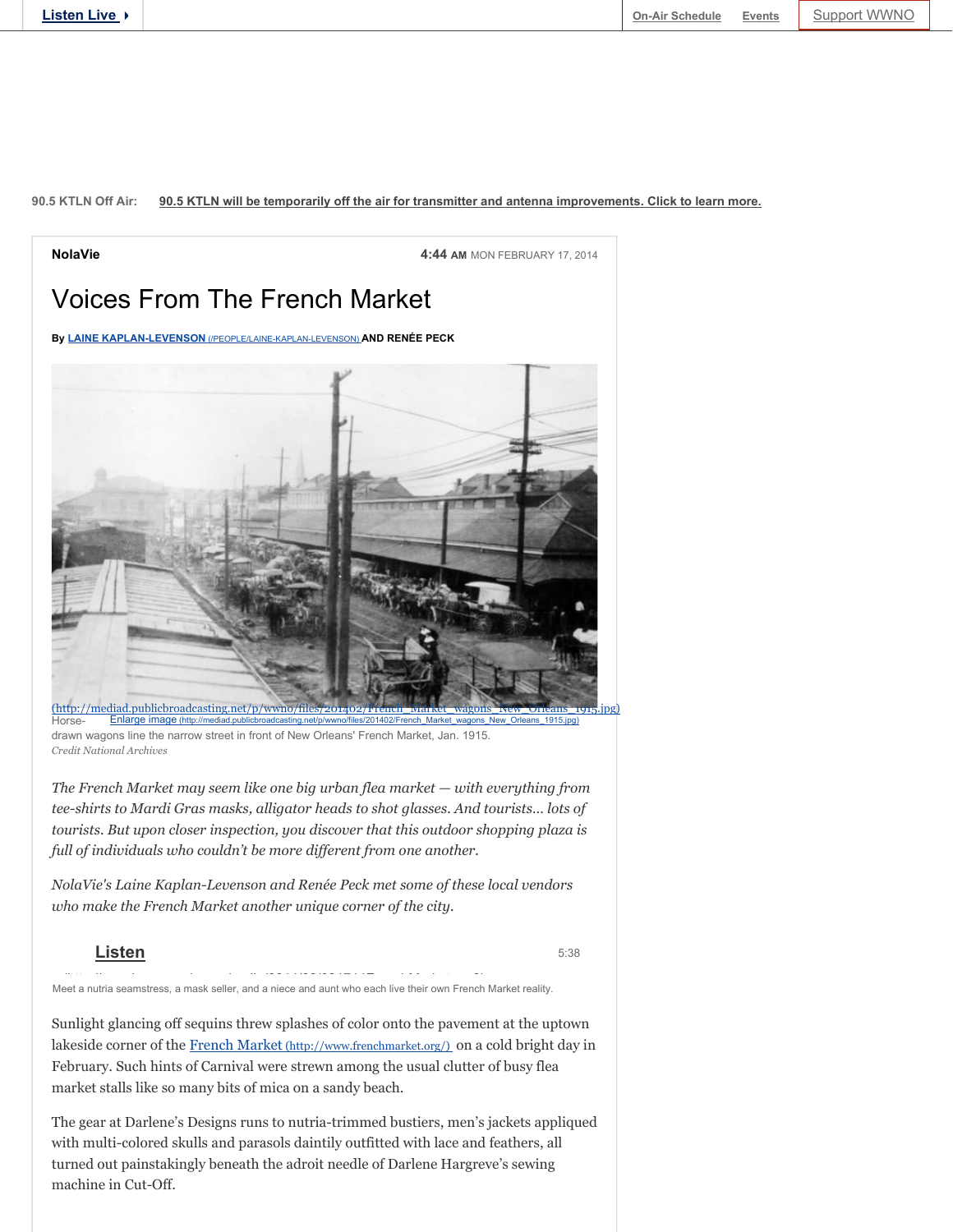Listen Live

On-Air Schedule   Events   Support WWNO

90.5 KTLN Off Air: 90.5 KTLN will be temporarily off the air for transmitter and antenna improvements. Click to learn more.

NolaVie

4:44 AM MON FEBRUARY 17, 2014

# Voices From The French Market

**By LAINE KAPLAN-LEVENSON (/PEOPLE/LAINE-KAPLAN-LEVENSON) AND RENÉE PECK**

(http://mediad.publicbroadcasting.net/p/wwno/files/201402/French_Market_wagons_New_Orleans_1915.jpg)

Enlarge image (http://mediad.publicbroadcasting.net/p/wwno/files/201402/French_Market_wagons_New_Orleans_1915.jpg)

Horse-drawn wagons line the narrow street in front of New Orleans' French Market, Jan. 1915.

*Credit National Archives*

*The French Market may seem like one big urban flea market — with everything from tee-shirts to Mardi Gras masks, alligator heads to shot glasses. And tourists... lots of tourists. But upon closer inspection, you discover that this outdoor shopping plaza is full of individuals who couldn't be more different from one another.*

*NolaVie's Laine Kaplan-Levenson and Renée Peck met some of these local vendors who make the French Market another unique corner of the city.*

**Listen** 5:38

Meet a nutria seamstress, a mask seller, and a niece and aunt who each live their own French Market reality.

Sunlight glancing off sequins threw splashes of color onto the pavement at the uptown lakeside corner of the French Market (http://www.frenchmarket.org/) on a cold bright day in February. Such hints of Carnival were strewn among the usual clutter of busy flea market stalls like so many bits of mica on a sandy beach.

The gear at Darlene's Designs runs to nutria-trimmed bustiers, men's jackets appliqued with multi-colored skulls and parasols daintily outfitted with lace and feathers, all turned out painstakingly beneath the adroit needle of Darlene Hargreve's sewing machine in Cut-Off.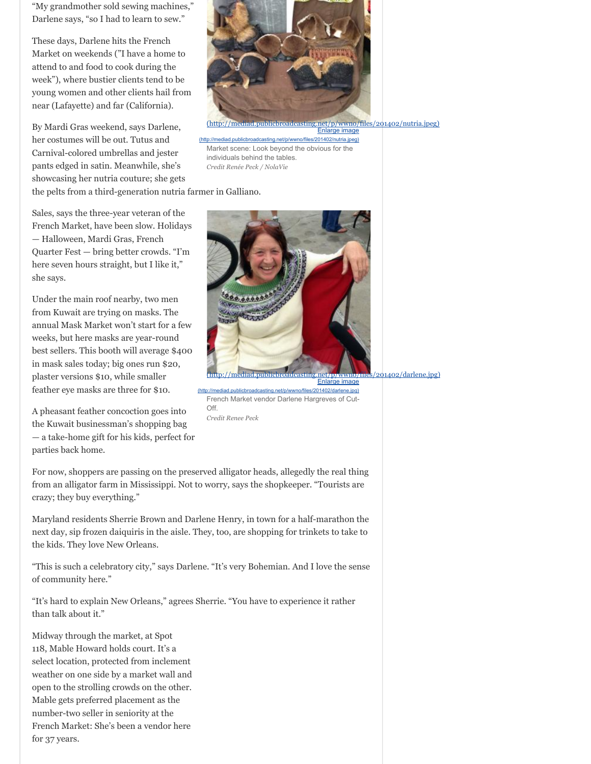"My grandmother sold sewing machines," Darlene says, "so I had to learn to sew."

These days, Darlene hits the French Market on weekends ("I have a home to attend to and food to cook during the week"), where bustier clients tend to be young women and other clients hail from near (Lafayette) and far (California).

By Mardi Gras weekend, says Darlene, her costumes will be out. Tutus and Carnival-colored umbrellas and jester pants edged in satin. Meanwhile, she's showcasing her nutria couture; she gets the pelts from a third-generation nutria farmer in Galliano.

(http://mediad.publicbroadcasting.net/p/wwno/files/201402/nutria.jpeg)
Enlarge image
(http://mediad.publicbroadcasting.net/p/wwno/files/201402/nutria.jpeg)
Market scene: Look beyond the obvious for the individuals behind the tables.
*Credit Renée Peck / NolaVie*

Sales, says the three-year veteran of the French Market, have been slow. Holidays — Halloween, Mardi Gras, French Quarter Fest — bring better crowds. "I'm here seven hours straight, but I like it," she says.

Under the main roof nearby, two men from Kuwait are trying on masks. The annual Mask Market won't start for a few weeks, but here masks are year-round best sellers. This booth will average $400 in mask sales today; big ones run $20, plaster versions $10, while smaller feather eye masks are three for $10.

(http://mediad.publicbroadcasting.net/p/wwno/files/201402/darlene.jpg)
Enlarge image
(http://mediad.publicbroadcasting.net/p/wwno/files/201402/darlene.jpg)
French Market vendor Darlene Hargreves of Cut-Off.
*Credit Renee Peck*

A pheasant feather concoction goes into the Kuwait businessman's shopping bag — a take-home gift for his kids, perfect for parties back home.

For now, shoppers are passing on the preserved alligator heads, allegedly the real thing from an alligator farm in Mississippi. Not to worry, says the shopkeeper. "Tourists are crazy; they buy everything."

Maryland residents Sherrie Brown and Darlene Henry, in town for a half-marathon the next day, sip frozen daiquiris in the aisle. They, too, are shopping for trinkets to take to the kids. They love New Orleans.

"This is such a celebratory city," says Darlene. "It's very Bohemian. And I love the sense of community here."

"It's hard to explain New Orleans," agrees Sherrie. "You have to experience it rather than talk about it."

Midway through the market, at Spot 118, Mable Howard holds court. It's a select location, protected from inclement weather on one side by a market wall and open to the strolling crowds on the other. Mable gets preferred placement as the number-two seller in seniority at the French Market: She's been a vendor here for 37 years.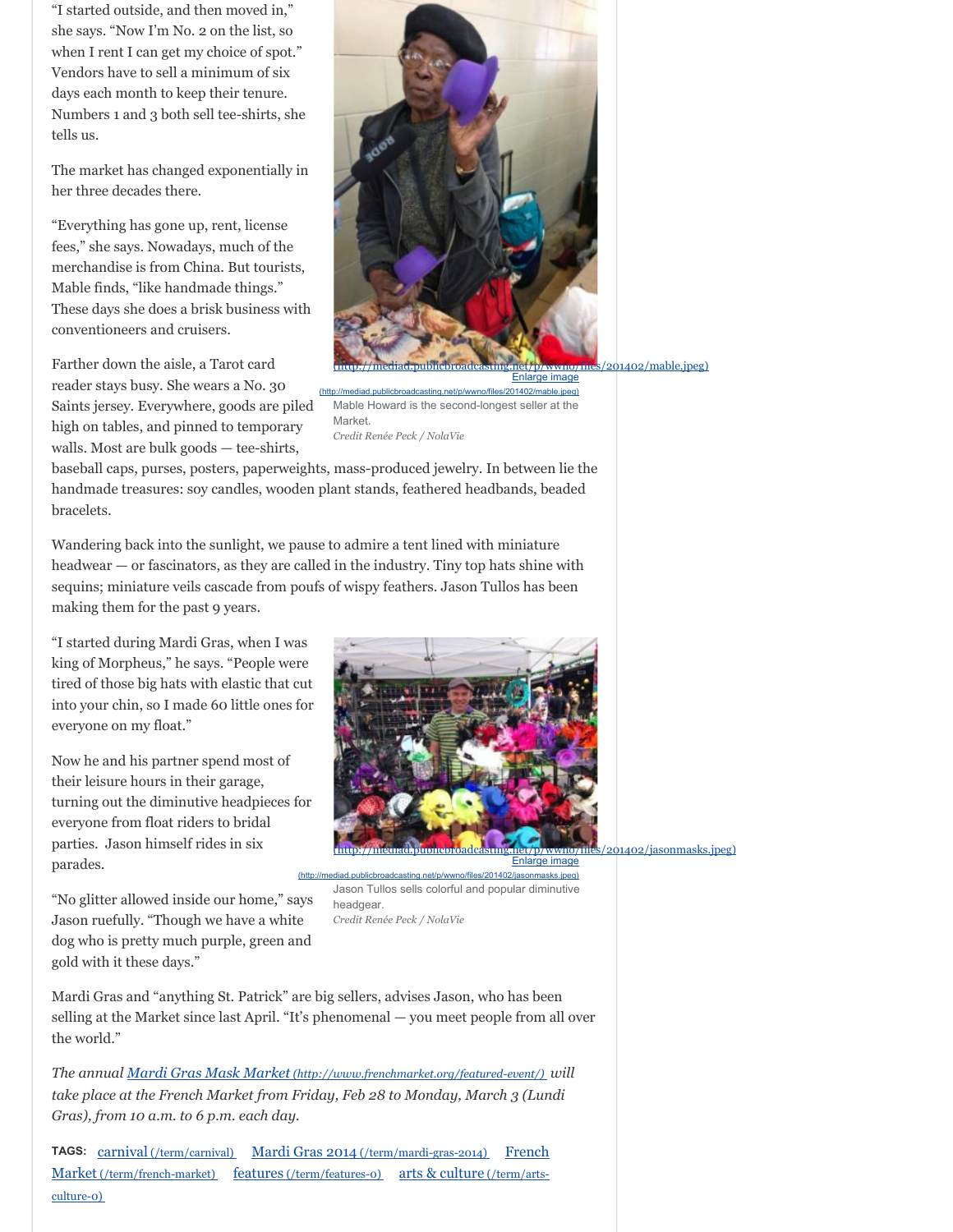"I started outside, and then moved in," she says. "Now I'm No. 2 on the list, so when I rent I can get my choice of spot." Vendors have to sell a minimum of six days each month to keep their tenure. Numbers 1 and 3 both sell tee-shirts, she tells us.

The market has changed exponentially in her three decades there.

"Everything has gone up, rent, license fees," she says. Nowadays, much of the merchandise is from China. But tourists, Mable finds, "like handmade things." These days she does a brisk business with conventioneers and cruisers.

(http://mediad.publicbroadcasting.net/p/wwno/files/201402/mable.jpeg)
Enlarge image (http://mediad.publicbroadcasting.net/p/wwno/files/201402/mable.jpeg)

Mable Howard is the second-longest seller at the Market.
*Credit Renée Peck / NolaVie*

Farther down the aisle, a Tarot card reader stays busy. She wears a No. 30 Saints jersey. Everywhere, goods are piled high on tables, and pinned to temporary walls. Most are bulk goods — tee-shirts, baseball caps, purses, posters, paperweights, mass-produced jewelry. In between lie the handmade treasures: soy candles, wooden plant stands, feathered headbands, beaded bracelets.

Wandering back into the sunlight, we pause to admire a tent lined with miniature headwear — or fascinators, as they are called in the industry. Tiny top hats shine with sequins; miniature veils cascade from poufs of wispy feathers. Jason Tullos has been making them for the past 9 years.

"I started during Mardi Gras, when I was king of Morpheus," he says. "People were tired of those big hats with elastic that cut into your chin, so I made 60 little ones for everyone on my float."

Now he and his partner spend most of their leisure hours in their garage, turning out the diminutive headpieces for everyone from float riders to bridal parties. Jason himself rides in six parades.

(http://mediad.publicbroadcasting.net/p/wwno/files/201402/jasonmasks.jpeg)
Enlarge image (http://mediad.publicbroadcasting.net/p/wwno/files/201402/jasonmasks.jpeg)

Jason Tullos sells colorful and popular diminutive headgear.
*Credit Renée Peck / NolaVie*

"No glitter allowed inside our home," says Jason ruefully. "Though we have a white dog who is pretty much purple, green and gold with it these days."

Mardi Gras and "anything St. Patrick" are big sellers, advises Jason, who has been selling at the Market since last April. "It's phenomenal — you meet people from all over the world."

*The annual [Mardi Gras Mask Market](http://www.frenchmarket.org/featured-event/) will take place at the French Market from Friday, Feb 28 to Monday, March 3 (Lundi Gras), from 10 a.m. to 6 p.m. each day.*

**TAGS:** [carnival](/term/carnival) [Mardi Gras 2014](/term/mardi-gras-2014) [French Market](/term/french-market) [features](/term/features-0) [arts & culture](/term/arts-culture-0)